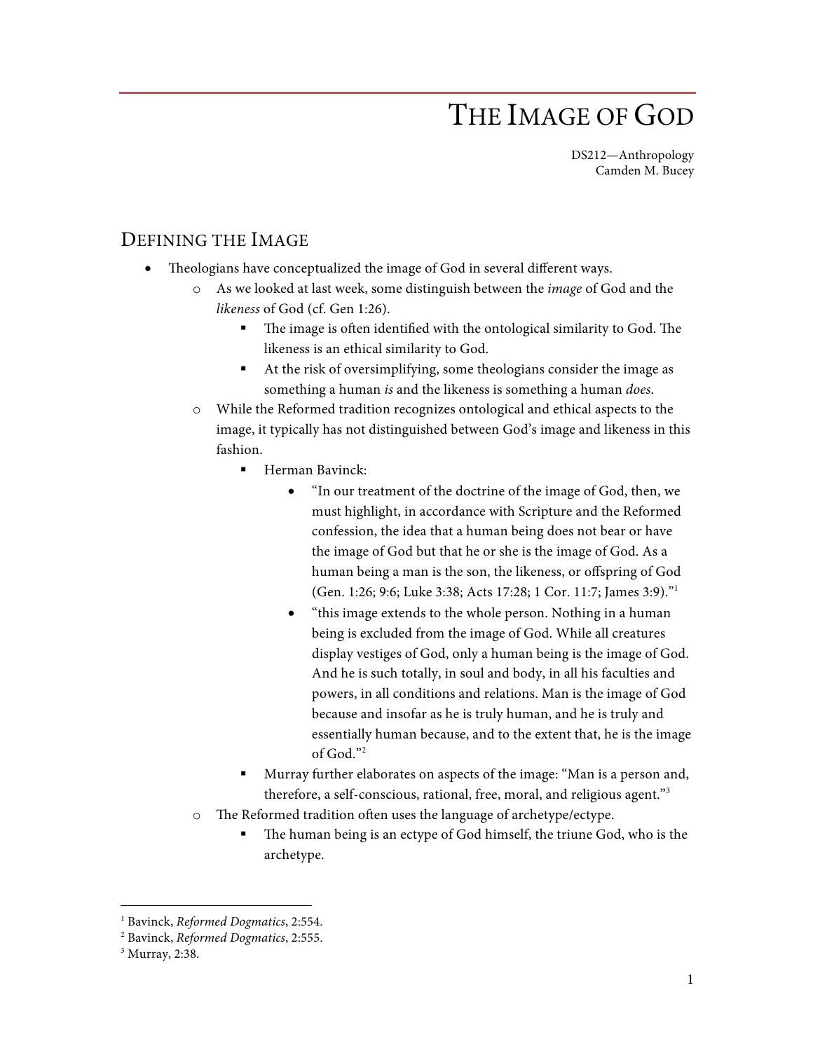# THE IMAGE OF GOD

DS212—Anthropology
Camden M. Bucey

## DEFINING THE IMAGE

- Theologians have conceptualized the image of God in several different ways.
  - As we looked at last week, some distinguish between the *image* of God and the *likeness* of God (cf. Gen 1:26).
    - The image is often identified with the ontological similarity to God. The likeness is an ethical similarity to God.
    - At the risk of oversimplifying, some theologians consider the image as something a human *is* and the likeness is something a human *does*.
  - While the Reformed tradition recognizes ontological and ethical aspects to the image, it typically has not distinguished between God's image and likeness in this fashion.
    - Herman Bavinck:
      - "In our treatment of the doctrine of the image of God, then, we must highlight, in accordance with Scripture and the Reformed confession, the idea that a human being does not bear or have the image of God but that he or she is the image of God. As a human being a man is the son, the likeness, or offspring of God (Gen. 1:26; 9:6; Luke 3:38; Acts 17:28; 1 Cor. 11:7; James 3:9)."[1]
      - "this image extends to the whole person. Nothing in a human being is excluded from the image of God. While all creatures display vestiges of God, only a human being is the image of God. And he is such totally, in soul and body, in all his faculties and powers, in all conditions and relations. Man is the image of God because and insofar as he is truly human, and he is truly and essentially human because, and to the extent that, he is the image of God."[2]
    - Murray further elaborates on aspects of the image: "Man is a person and, therefore, a self-conscious, rational, free, moral, and religious agent."[3]
  - The Reformed tradition often uses the language of archetype/ectype.
    - The human being is an ectype of God himself, the triune God, who is the archetype.

---

[1] Bavinck, *Reformed Dogmatics*, 2:554.

[2] Bavinck, *Reformed Dogmatics*, 2:555.

[3] Murray, 2:38.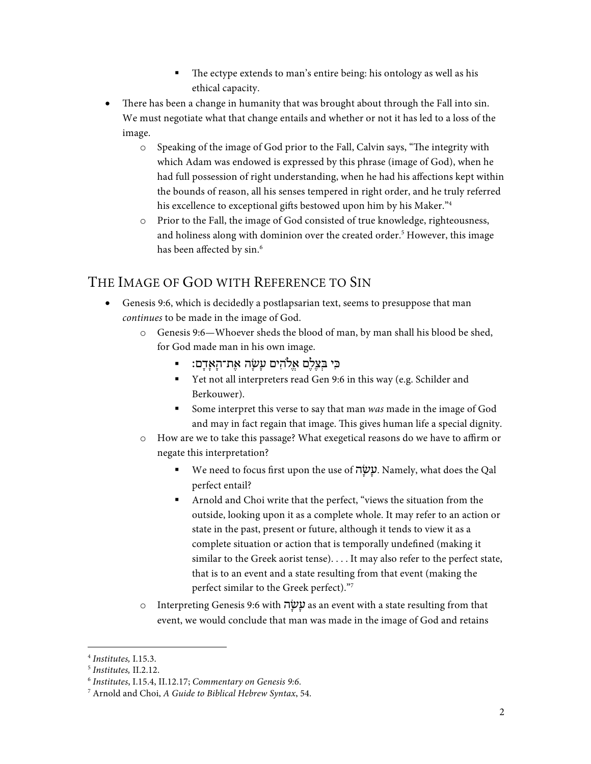- The ectype extends to man's entire being: his ontology as well as his ethical capacity.

- There has been a change in humanity that was brought about through the Fall into sin. We must negotiate what that change entails and whether or not it has led to a loss of the image.
    - Speaking of the image of God prior to the Fall, Calvin says, "The integrity with which Adam was endowed is expressed by this phrase (image of God), when he had full possession of right understanding, when he had his affections kept within the bounds of reason, all his senses tempered in right order, and he truly referred his excellence to exceptional gifts bestowed upon him by his Maker."[4]
    - Prior to the Fall, the image of God consisted of true knowledge, righteousness, and holiness along with dominion over the created order.[5] However, this image has been affected by sin.[6]

## The Image of God with Reference to Sin

- Genesis 9:6, which is decidedly a postlapsarian text, seems to presuppose that man *continues* to be made in the image of God.
    - Genesis 9:6—Whoever sheds the blood of man, by man shall his blood be shed, for God made man in his own image.
        - כִּי בְּצֶלֶם אֱלֹהִים עָשָׂה אֶת־הָאָדָם׃
        - Yet not all interpreters read Gen 9:6 in this way (e.g. Schilder and Berkouwer).
        - Some interpret this verse to say that man *was* made in the image of God and may in fact regain that image. This gives human life a special dignity.
    - How are we to take this passage? What exegetical reasons do we have to affirm or negate this interpretation?
        - We need to focus first upon the use of עָשָׂה. Namely, what does the Qal perfect entail?
        - Arnold and Choi write that the perfect, "views the situation from the outside, looking upon it as a complete whole. It may refer to an action or state in the past, present or future, although it tends to view it as a complete situation or action that is temporally undefined (making it similar to the Greek aorist tense). . . . It may also refer to the perfect state, that is to an event and a state resulting from that event (making the perfect similar to the Greek perfect)."[7]
    - Interpreting Genesis 9:6 with עָשָׂה as an event with a state resulting from that event, we would conclude that man was made in the image of God and retains

---

[4] *Institutes,* I.15.3.

[5] *Institutes,* II.2.12.

[6] *Institutes*, I.15.4, II.12.17; *Commentary on Genesis 9:6*.

[7] Arnold and Choi, *A Guide to Biblical Hebrew Syntax*, 54.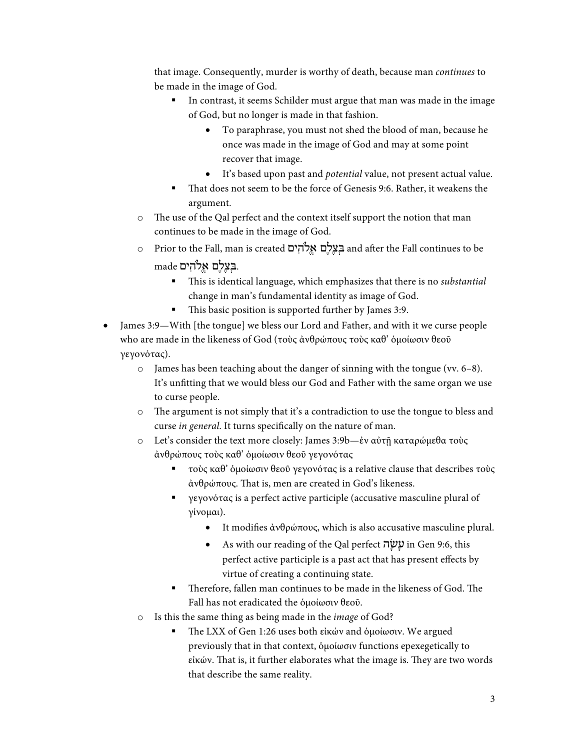that image. Consequently, murder is worthy of death, because man *continues* to be made in the image of God.

- In contrast, it seems Schilder must argue that man was made in the image of God, but no longer is made in that fashion.
  - To paraphrase, you must not shed the blood of man, because he once was made in the image of God and may at some point recover that image.
  - It's based upon past and *potential* value, not present actual value.
- That does not seem to be the force of Genesis 9:6. Rather, it weakens the argument.

- The use of the Qal perfect and the context itself support the notion that man continues to be made in the image of God.
- Prior to the Fall, man is created בְּצֶלֶם אֱלֹהִים and after the Fall continues to be made בְּצֶלֶם אֱלֹהִים.
  - This is identical language, which emphasizes that there is no *substantial* change in man's fundamental identity as image of God.
  - This basic position is supported further by James 3:9.

- James 3:9—With [the tongue] we bless our Lord and Father, and with it we curse people who are made in the likeness of God (τοὺς ἀνθρώπους τοὺς καθ' ὁμοίωσιν θεοῦ γεγονότας).
  - James has been teaching about the danger of sinning with the tongue (vv. 6–8). It's unfitting that we would bless our God and Father with the same organ we use to curse people.
  - The argument is not simply that it's a contradiction to use the tongue to bless and curse *in general*. It turns specifically on the nature of man.
  - Let's consider the text more closely: James 3:9b—ἐν αὐτῇ καταρώμεθα τοὺς ἀνθρώπους τοὺς καθ' ὁμοίωσιν θεοῦ γεγονότας
    - τοὺς καθ' ὁμοίωσιν θεοῦ γεγονότας is a relative clause that describes τοὺς ἀνθρώπους. That is, men are created in God's likeness.
    - γεγονότας is a perfect active participle (accusative masculine plural of γίνομαι).
      - It modifies ἀνθρώπους, which is also accusative masculine plural.
      - As with our reading of the Qal perfect עָשָׂה in Gen 9:6, this perfect active participle is a past act that has present effects by virtue of creating a continuing state.
    - Therefore, fallen man continues to be made in the likeness of God. The Fall has not eradicated the ὁμοίωσιν θεοῦ.
  - Is this the same thing as being made in the *image* of God?
    - The LXX of Gen 1:26 uses both εἰκών and ὁμοίωσιν. We argued previously that in that context, ὁμοίωσιν functions epexegetically to εἰκών. That is, it further elaborates what the image is. They are two words that describe the same reality.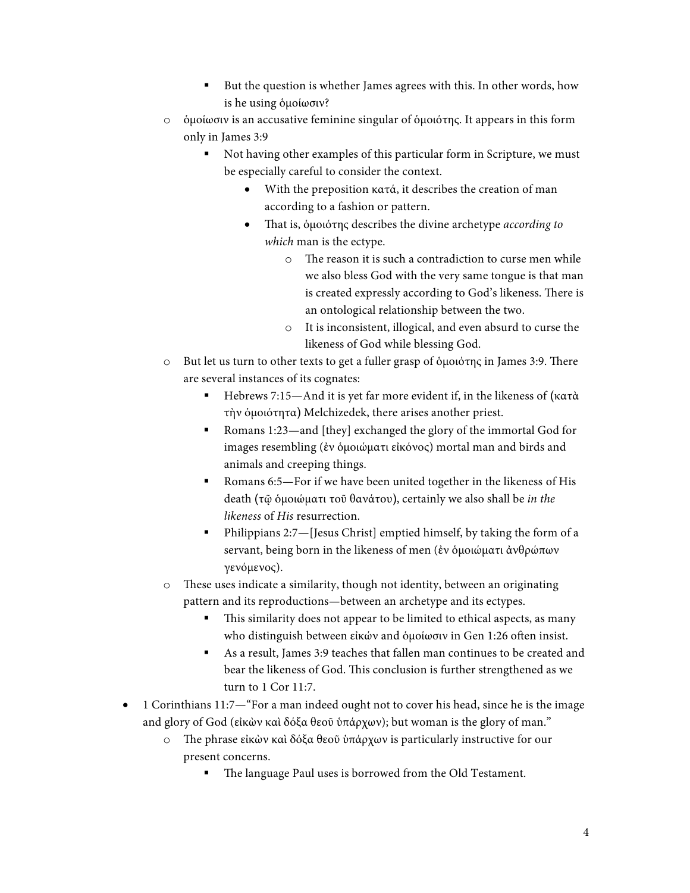- But the question is whether James agrees with this. In other words, how is he using ὁμοίωσιν?
    - ὁμοίωσιν is an accusative feminine singular of ὁμοιότης. It appears in this form only in James 3:9
        - Not having other examples of this particular form in Scripture, we must be especially careful to consider the context.
            - With the preposition κατά, it describes the creation of man according to a fashion or pattern.
            - That is, ὁμοιότης describes the divine archetype *according to which* man is the ectype.
                - The reason it is such a contradiction to curse men while we also bless God with the very same tongue is that man is created expressly according to God's likeness. There is an ontological relationship between the two.
                - It is inconsistent, illogical, and even absurd to curse the likeness of God while blessing God.
    - But let us turn to other texts to get a fuller grasp of ὁμοιότης in James 3:9. There are several instances of its cognates:
        - Hebrews 7:15—And it is yet far more evident if, in the likeness of (κατὰ τὴν ὁμοιότητα) Melchizedek, there arises another priest.
        - Romans 1:23—and [they] exchanged the glory of the immortal God for images resembling (ἐν ὁμοιώματι εἰκόνος) mortal man and birds and animals and creeping things.
        - Romans 6:5—For if we have been united together in the likeness of His death (τῷ ὁμοιώματι τοῦ θανάτου), certainly we also shall be *in the likeness* of *His* resurrection.
        - Philippians 2:7—[Jesus Christ] emptied himself, by taking the form of a servant, being born in the likeness of men (ἐν ὁμοιώματι ἀνθρώπων γενόμενος).
    - These uses indicate a similarity, though not identity, between an originating pattern and its reproductions—between an archetype and its ectypes.
        - This similarity does not appear to be limited to ethical aspects, as many who distinguish between εἰκών and ὁμοίωσιν in Gen 1:26 often insist.
        - As a result, James 3:9 teaches that fallen man continues to be created and bear the likeness of God. This conclusion is further strengthened as we turn to 1 Cor 11:7.
- 1 Corinthians 11:7—"For a man indeed ought not to cover his head, since he is the image and glory of God (εἰκὼν καὶ δόξα θεοῦ ὑπάρχων); but woman is the glory of man."
    - The phrase εἰκὼν καὶ δόξα θεοῦ ὑπάρχων is particularly instructive for our present concerns.
        - The language Paul uses is borrowed from the Old Testament.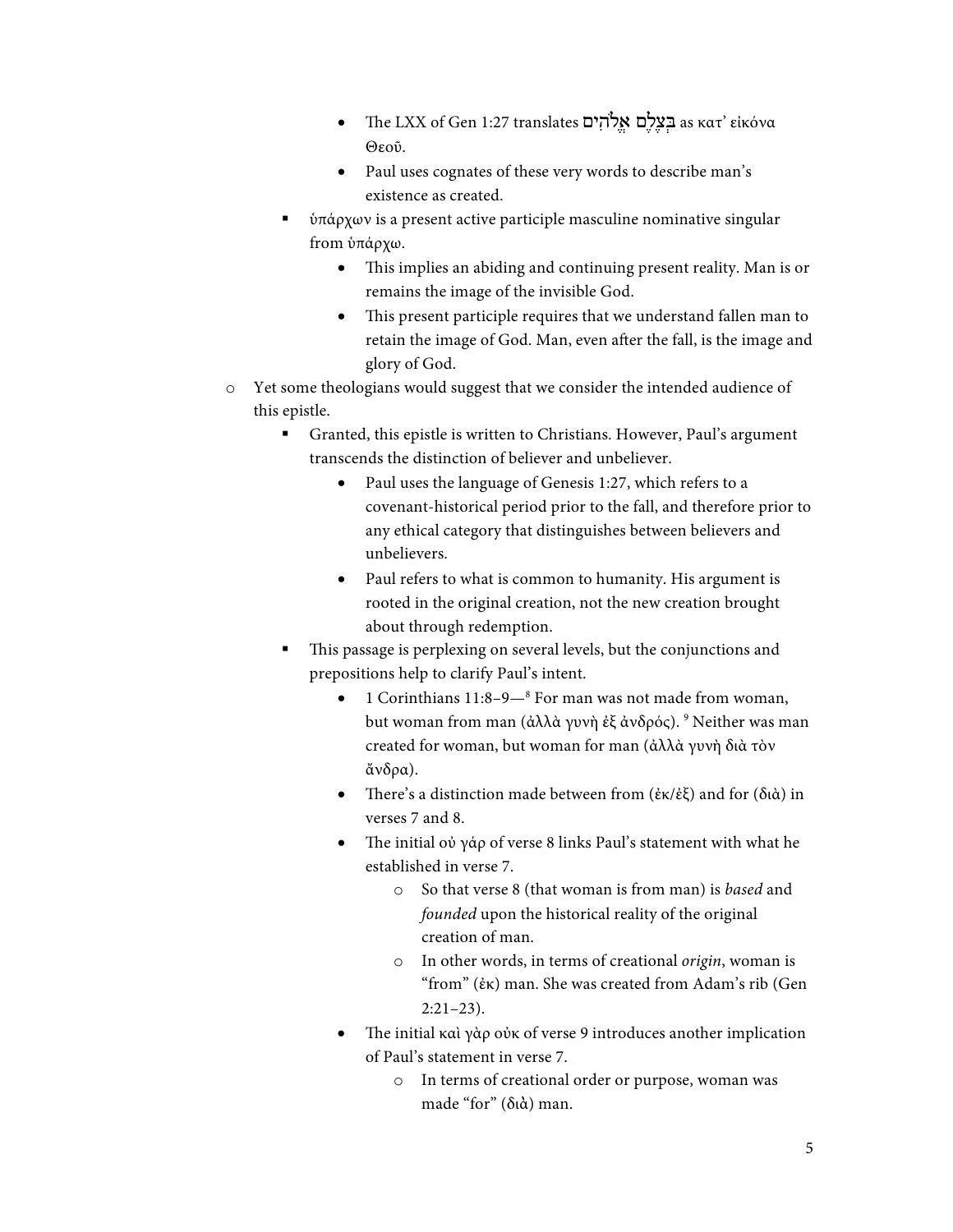- The LXX of Gen 1:27 translates בְּצֶלֶם אֱלֹהִים as κατ' εἰκόνα Θεοῦ.
        - Paul uses cognates of these very words to describe man's existence as created.
    - ὑπάρχων is a present active participle masculine nominative singular from ὑπάρχω.
        - This implies an abiding and continuing present reality. Man is or remains the image of the invisible God.
        - This present participle requires that we understand fallen man to retain the image of God. Man, even after the fall, is the image and glory of God.
- Yet some theologians would suggest that we consider the intended audience of this epistle.
    - Granted, this epistle is written to Christians. However, Paul's argument transcends the distinction of believer and unbeliever.
        - Paul uses the language of Genesis 1:27, which refers to a covenant-historical period prior to the fall, and therefore prior to any ethical category that distinguishes between believers and unbelievers.
        - Paul refers to what is common to humanity. His argument is rooted in the original creation, not the new creation brought about through redemption.
    - This passage is perplexing on several levels, but the conjunctions and prepositions help to clarify Paul's intent.
        - 1 Corinthians 11:8–9—[8] For man was not made from woman, but woman from man (ἀλλὰ γυνὴ ἐξ ἀνδρός). [9] Neither was man created for woman, but woman for man (ἀλλὰ γυνὴ διὰ τὸν ἄνδρα).
        - There's a distinction made between from (ἐκ/ἐξ) and for (διὰ) in verses 7 and 8.
        - The initial οὐ γάρ of verse 8 links Paul's statement with what he established in verse 7.
            - So that verse 8 (that woman is from man) is *based* and *founded* upon the historical reality of the original creation of man.
            - In other words, in terms of creational *origin*, woman is "from" (ἐκ) man. She was created from Adam's rib (Gen 2:21–23).
        - The initial καὶ γὰρ οὐκ of verse 9 introduces another implication of Paul's statement in verse 7.
            - In terms of creational order or purpose, woman was made "for" (διὰ) man.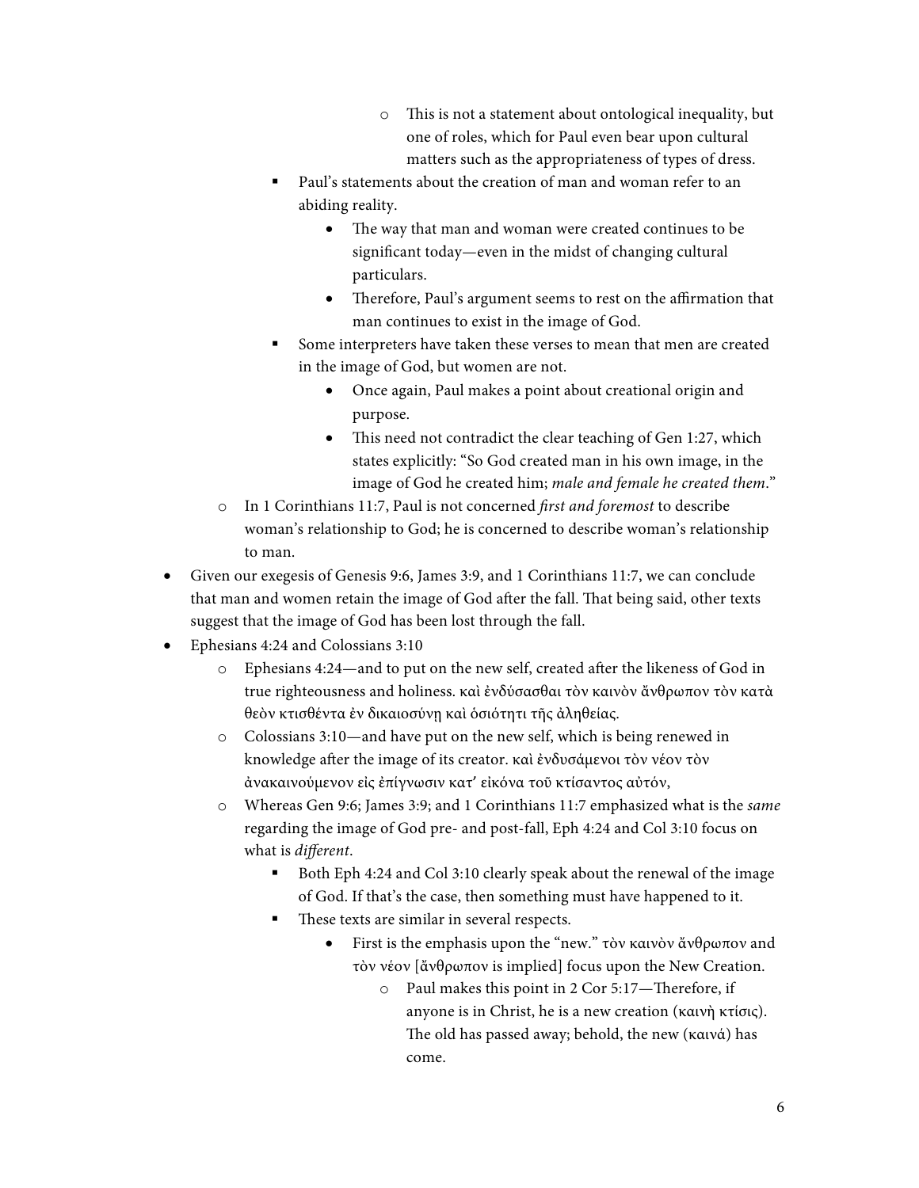- This is not a statement about ontological inequality, but one of roles, which for Paul even bear upon cultural matters such as the appropriateness of types of dress.
    - Paul's statements about the creation of man and woman refer to an abiding reality.
        - The way that man and woman were created continues to be significant today—even in the midst of changing cultural particulars.
        - Therefore, Paul's argument seems to rest on the affirmation that man continues to exist in the image of God.
    - Some interpreters have taken these verses to mean that men are created in the image of God, but women are not.
        - Once again, Paul makes a point about creational origin and purpose.
        - This need not contradict the clear teaching of Gen 1:27, which states explicitly: "So God created man in his own image, in the image of God he created him; *male and female he created them*."
  - In 1 Corinthians 11:7, Paul is not concerned *first and foremost* to describe woman's relationship to God; he is concerned to describe woman's relationship to man.
- Given our exegesis of Genesis 9:6, James 3:9, and 1 Corinthians 11:7, we can conclude that man and women retain the image of God after the fall. That being said, other texts suggest that the image of God has been lost through the fall.
- Ephesians 4:24 and Colossians 3:10
  - Ephesians 4:24—and to put on the new self, created after the likeness of God in true righteousness and holiness. καὶ ἐνδύσασθαι τὸν καινὸν ἄνθρωπον τὸν κατὰ θεὸν κτισθέντα ἐν δικαιοσύνῃ καὶ ὁσιότητι τῆς ἀληθείας.
  - Colossians 3:10—and have put on the new self, which is being renewed in knowledge after the image of its creator. καὶ ἐνδυσάμενοι τὸν νέον τὸν ἀνακαινούμενον εἰς ἐπίγνωσιν κατ' εἰκόνα τοῦ κτίσαντος αὐτόν,
  - Whereas Gen 9:6; James 3:9; and 1 Corinthians 11:7 emphasized what is the *same* regarding the image of God pre- and post-fall, Eph 4:24 and Col 3:10 focus on what is *different*.
    - Both Eph 4:24 and Col 3:10 clearly speak about the renewal of the image of God. If that's the case, then something must have happened to it.
    - These texts are similar in several respects.
        - First is the emphasis upon the "new." τὸν καινὸν ἄνθρωπον and τὸν νέον [ἄνθρωπον is implied] focus upon the New Creation.
            - Paul makes this point in 2 Cor 5:17—Therefore, if anyone is in Christ, he is a new creation (καινὴ κτίσις). The old has passed away; behold, the new (καινά) has come.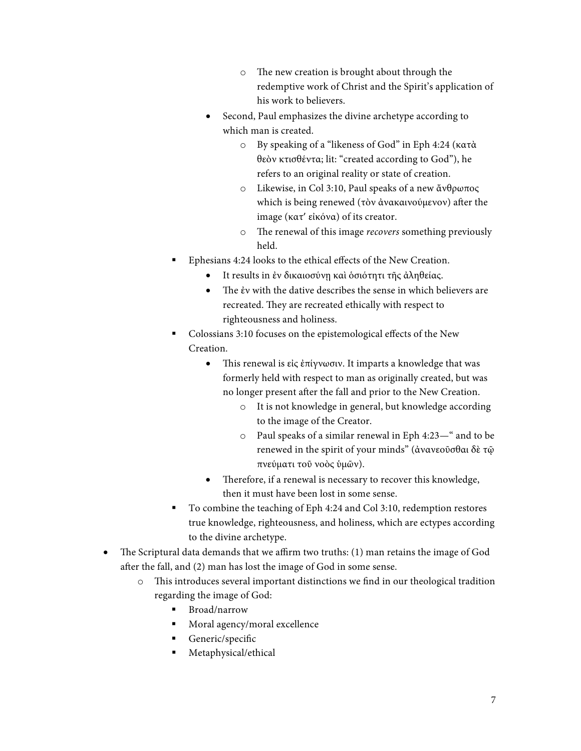- The new creation is brought about through the redemptive work of Christ and the Spirit's application of his work to believers.
        - Second, Paul emphasizes the divine archetype according to which man is created.
            - By speaking of a "likeness of God" in Eph 4:24 (κατὰ θεὸν κτισθέντα; lit: "created according to God"), he refers to an original reality or state of creation.
            - Likewise, in Col 3:10, Paul speaks of a new ἄνθρωπος which is being renewed (τὸν ἀνακαινούμενον) after the image (κατ' εἰκόνα) of its creator.
            - The renewal of this image *recovers* something previously held.
    - Ephesians 4:24 looks to the ethical effects of the New Creation.
        - It results in ἐν δικαιοσύνῃ καὶ ὁσιότητι τῆς ἀληθείας.
        - The ἐν with the dative describes the sense in which believers are recreated. They are recreated ethically with respect to righteousness and holiness.
    - Colossians 3:10 focuses on the epistemological effects of the New Creation.
        - This renewal is εἰς ἐπίγνωσιν. It imparts a knowledge that was formerly held with respect to man as originally created, but was no longer present after the fall and prior to the New Creation.
            - It is not knowledge in general, but knowledge according to the image of the Creator.
            - Paul speaks of a similar renewal in Eph 4:23—" and to be renewed in the spirit of your minds" (ἀνανεοῦσθαι δὲ τῷ πνεύματι τοῦ νοὸς ὑμῶν).
        - Therefore, if a renewal is necessary to recover this knowledge, then it must have been lost in some sense.
    - To combine the teaching of Eph 4:24 and Col 3:10, redemption restores true knowledge, righteousness, and holiness, which are ectypes according to the divine archetype.
- The Scriptural data demands that we affirm two truths: (1) man retains the image of God after the fall, and (2) man has lost the image of God in some sense.
    - This introduces several important distinctions we find in our theological tradition regarding the image of God:
        - Broad/narrow
        - Moral agency/moral excellence
        - Generic/specific
        - Metaphysical/ethical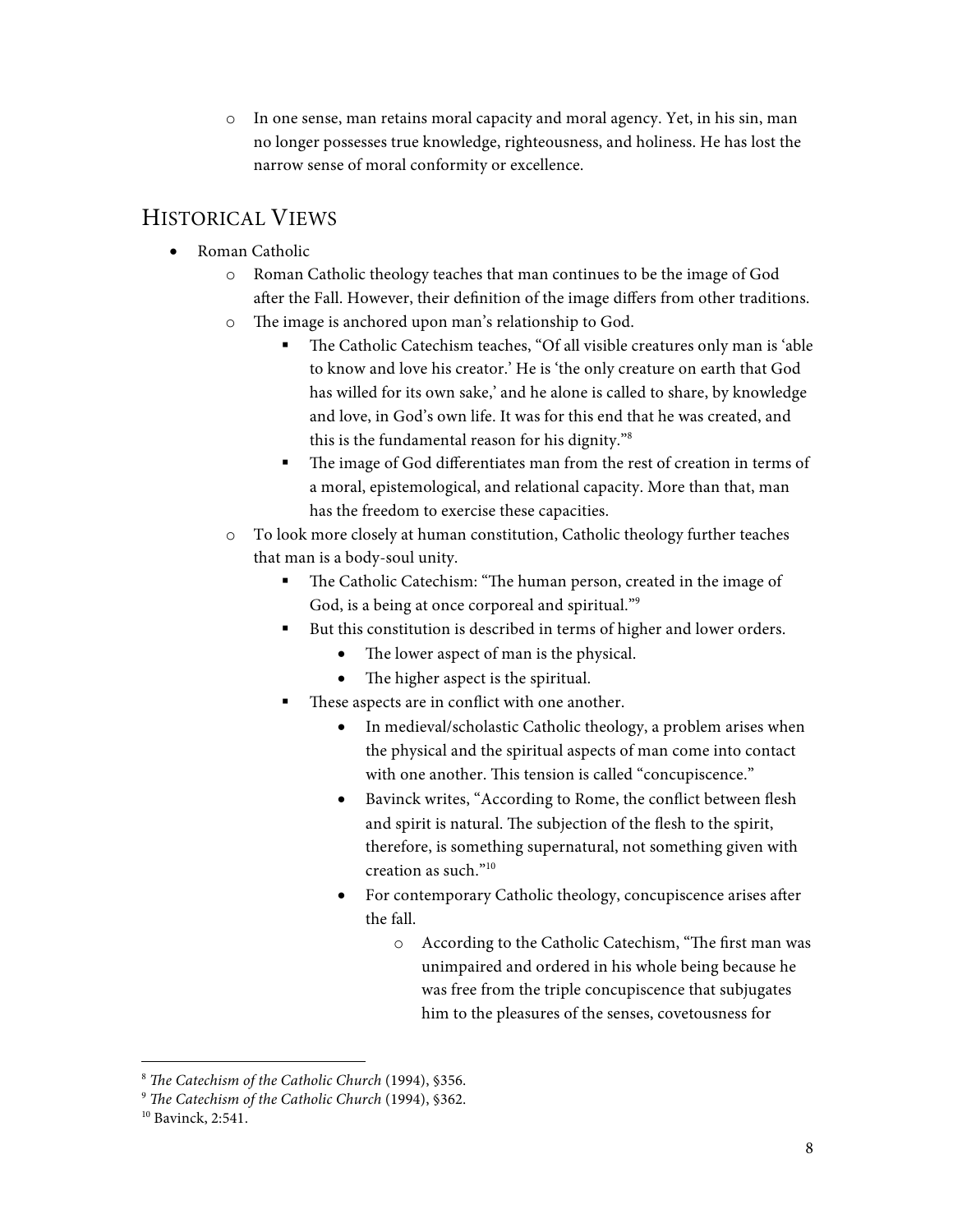- In one sense, man retains moral capacity and moral agency. Yet, in his sin, man no longer possesses true knowledge, righteousness, and holiness. He has lost the narrow sense of moral conformity or excellence.

## Historical Views

- Roman Catholic
  - Roman Catholic theology teaches that man continues to be the image of God after the Fall. However, their definition of the image differs from other traditions.
  - The image is anchored upon man's relationship to God.
    - The Catholic Catechism teaches, "Of all visible creatures only man is 'able to know and love his creator.' He is 'the only creature on earth that God has willed for its own sake,' and he alone is called to share, by knowledge and love, in God's own life. It was for this end that he was created, and this is the fundamental reason for his dignity."[8]
    - The image of God differentiates man from the rest of creation in terms of a moral, epistemological, and relational capacity. More than that, man has the freedom to exercise these capacities.
  - To look more closely at human constitution, Catholic theology further teaches that man is a body-soul unity.
    - The Catholic Catechism: "The human person, created in the image of God, is a being at once corporeal and spiritual."[9]
    - But this constitution is described in terms of higher and lower orders.
      - The lower aspect of man is the physical.
      - The higher aspect is the spiritual.
    - These aspects are in conflict with one another.
      - In medieval/scholastic Catholic theology, a problem arises when the physical and the spiritual aspects of man come into contact with one another. This tension is called "concupiscence."
      - Bavinck writes, "According to Rome, the conflict between flesh and spirit is natural. The subjection of the flesh to the spirit, therefore, is something supernatural, not something given with creation as such."[10]
      - For contemporary Catholic theology, concupiscence arises after the fall.
        - According to the Catholic Catechism, "The first man was unimpaired and ordered in his whole being because he was free from the triple concupiscence that subjugates him to the pleasures of the senses, covetousness for

---

[8] *The Catechism of the Catholic Church* (1994), §356.

[9] *The Catechism of the Catholic Church* (1994), §362.

[10] Bavinck, 2:541.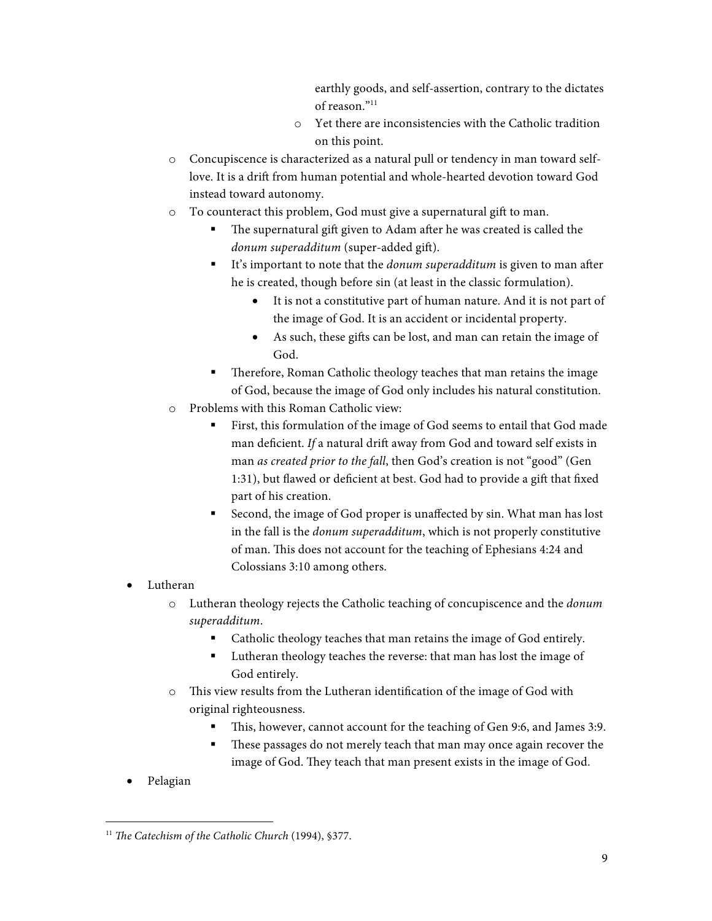earthly goods, and self-assertion, contrary to the dictates of reason."[11]

- Yet there are inconsistencies with the Catholic tradition on this point.

- Concupiscence is characterized as a natural pull or tendency in man toward self-love. It is a drift from human potential and whole-hearted devotion toward God instead toward autonomy.
- To counteract this problem, God must give a supernatural gift to man.
  - The supernatural gift given to Adam after he was created is called the *donum superadditum* (super-added gift).
  - It's important to note that the *donum superadditum* is given to man after he is created, though before sin (at least in the classic formulation).
    - It is not a constitutive part of human nature. And it is not part of the image of God. It is an accident or incidental property.
    - As such, these gifts can be lost, and man can retain the image of God.
  - Therefore, Roman Catholic theology teaches that man retains the image of God, because the image of God only includes his natural constitution.
- Problems with this Roman Catholic view:
  - First, this formulation of the image of God seems to entail that God made man deficient. *If* a natural drift away from God and toward self exists in man *as created prior to the fall*, then God's creation is not "good" (Gen 1:31), but flawed or deficient at best. God had to provide a gift that fixed part of his creation.
  - Second, the image of God proper is unaffected by sin. What man has lost in the fall is the *donum superadditum*, which is not properly constitutive of man. This does not account for the teaching of Ephesians 4:24 and Colossians 3:10 among others.

- Lutheran
  - Lutheran theology rejects the Catholic teaching of concupiscence and the *donum superadditum*.
    - Catholic theology teaches that man retains the image of God entirely.
    - Lutheran theology teaches the reverse: that man has lost the image of God entirely.
  - This view results from the Lutheran identification of the image of God with original righteousness.
    - This, however, cannot account for the teaching of Gen 9:6, and James 3:9.
    - These passages do not merely teach that man may once again recover the image of God. They teach that man present exists in the image of God.
- Pelagian

[11] *The Catechism of the Catholic Church* (1994), §377.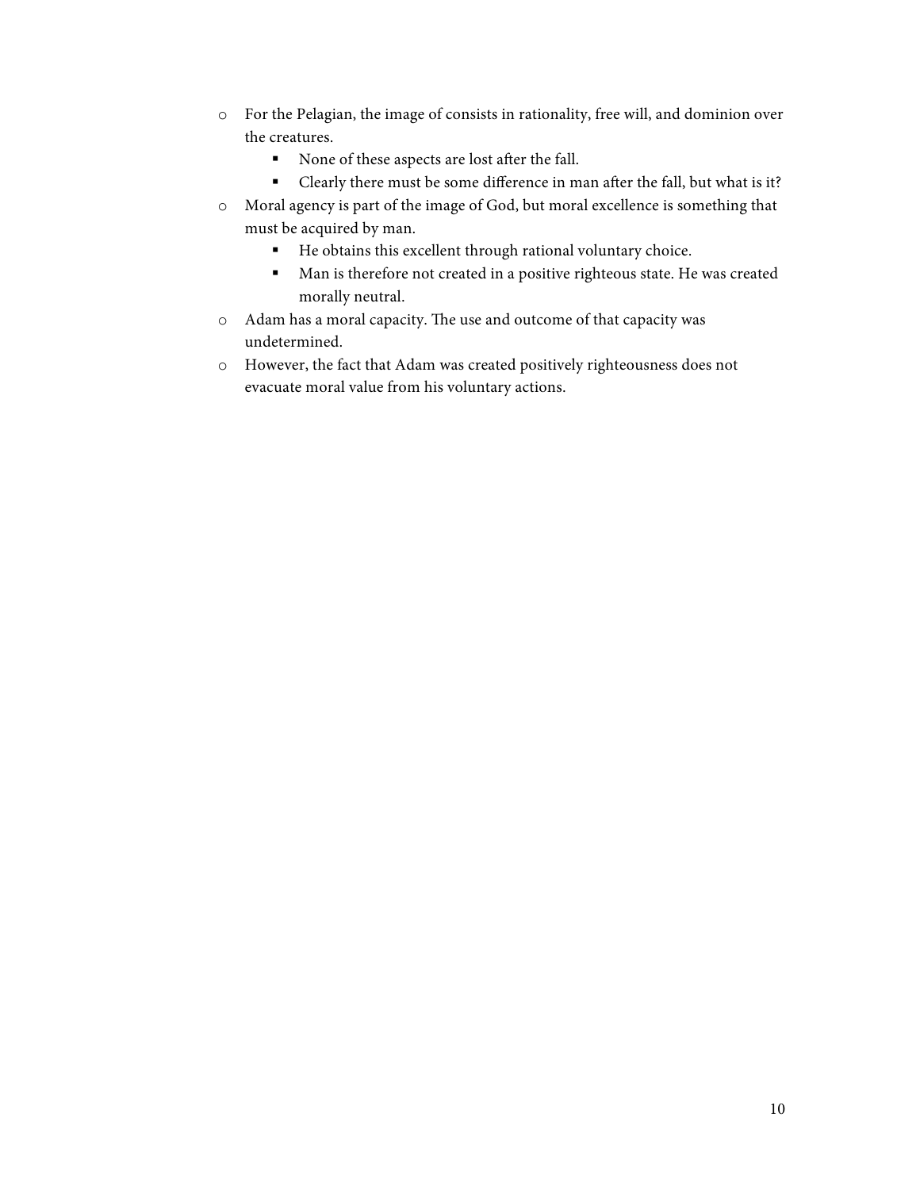- For the Pelagian, the image of consists in rationality, free will, and dominion over the creatures.
    - None of these aspects are lost after the fall.
    - Clearly there must be some difference in man after the fall, but what is it?
- Moral agency is part of the image of God, but moral excellence is something that must be acquired by man.
    - He obtains this excellent through rational voluntary choice.
    - Man is therefore not created in a positive righteous state. He was created morally neutral.
- Adam has a moral capacity. The use and outcome of that capacity was undetermined.
- However, the fact that Adam was created positively righteousness does not evacuate moral value from his voluntary actions.